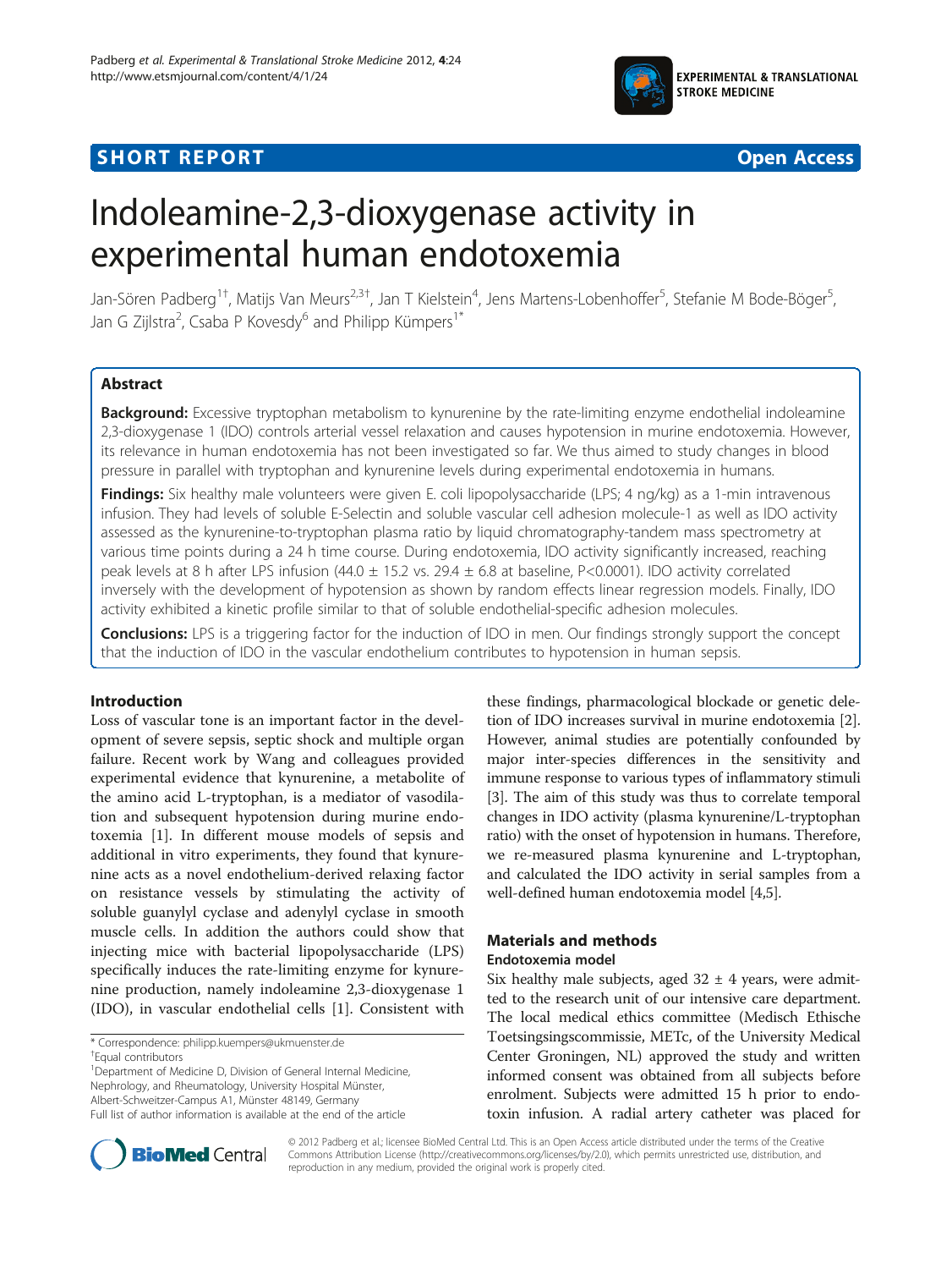**SHORT REPORT** **Open Access**

# Indoleamine-2,3-dioxygenase activity in experimental human endotoxemia

Jan-Sören Padberg[1†], Matijs Van Meurs[2,3†], Jan T Kielstein[4], Jens Martens-Lobenhoffer[5], Stefanie M Bode-Böger[5], Jan G Zijlstra[2], Csaba P Kovesdy[6] and Philipp Kümpers[1*]

## Abstract

**Background:** Excessive tryptophan metabolism to kynurenine by the rate-limiting enzyme endothelial indoleamine 2,3-dioxygenase 1 (IDO) controls arterial vessel relaxation and causes hypotension in murine endotoxemia. However, its relevance in human endotoxemia has not been investigated so far. We thus aimed to study changes in blood pressure in parallel with tryptophan and kynurenine levels during experimental endotoxemia in humans.

**Findings:** Six healthy male volunteers were given E. coli lipopolysaccharide (LPS; 4 ng/kg) as a 1-min intravenous infusion. They had levels of soluble E-Selectin and soluble vascular cell adhesion molecule-1 as well as IDO activity assessed as the kynurenine-to-tryptophan plasma ratio by liquid chromatography-tandem mass spectrometry at various time points during a 24 h time course. During endotoxemia, IDO activity significantly increased, reaching peak levels at 8 h after LPS infusion (44.0 ± 15.2 vs. 29.4 ± 6.8 at baseline, $P<0.0001$). IDO activity correlated inversely with the development of hypotension as shown by random effects linear regression models. Finally, IDO activity exhibited a kinetic profile similar to that of soluble endothelial-specific adhesion molecules.

**Conclusions:** LPS is a triggering factor for the induction of IDO in men. Our findings strongly support the concept that the induction of IDO in the vascular endothelium contributes to hypotension in human sepsis.

## Introduction

Loss of vascular tone is an important factor in the development of severe sepsis, septic shock and multiple organ failure. Recent work by Wang and colleagues provided experimental evidence that kynurenine, a metabolite of the amino acid L-tryptophan, is a mediator of vasodilatation and subsequent hypotension during murine endotoxemia [1]. In different mouse models of sepsis and additional in vitro experiments, they found that kynurenine acts as a novel endothelium-derived relaxing factor on resistance vessels by stimulating the activity of soluble guanylyl cyclase and adenylyl cyclase in smooth muscle cells. In addition the authors could show that injecting mice with bacterial lipopolysaccharide (LPS) specifically induces the rate-limiting enzyme for kynurenine production, namely indoleamine 2,3-dioxygenase 1 (IDO), in vascular endothelial cells [1]. Consistent with these findings, pharmacological blockade or genetic deletion of IDO increases survival in murine endotoxemia [2]. However, animal studies are potentially confounded by major inter-species differences in the sensitivity and immune response to various types of inflammatory stimuli [3]. The aim of this study was thus to correlate temporal changes in IDO activity (plasma kynurenine/L-tryptophan ratio) with the onset of hypotension in humans. Therefore, we re-measured plasma kynurenine and L-tryptophan, and calculated the IDO activity in serial samples from a well-defined human endotoxemia model [4,5].

## Materials and methods

### Endotoxemia model

Six healthy male subjects, aged 32 ± 4 years, were admitted to the research unit of our intensive care department. The local medical ethics committee (Medisch Ethische Toetsingsingscommissie, METc, of the University Medical Center Groningen, NL) approved the study and written informed consent was obtained from all subjects before enrolment. Subjects were admitted 15 h prior to endotoxin infusion. A radial artery catheter was placed for

---

\* Correspondence: philipp.kuempers@ukmuenster.de

†Equal contributors

[1]Department of Medicine D, Division of General Internal Medicine, Nephrology, and Rheumatology, University Hospital Münster, Albert-Schweitzer-Campus A1, Münster 48149, Germany

Full list of author information is available at the end of the article

© 2012 Padberg et al.; licensee BioMed Central Ltd. This is an Open Access article distributed under the terms of the Creative Commons Attribution License (http://creativecommons.org/licenses/by/2.0), which permits unrestricted use, distribution, and reproduction in any medium, provided the original work is properly cited.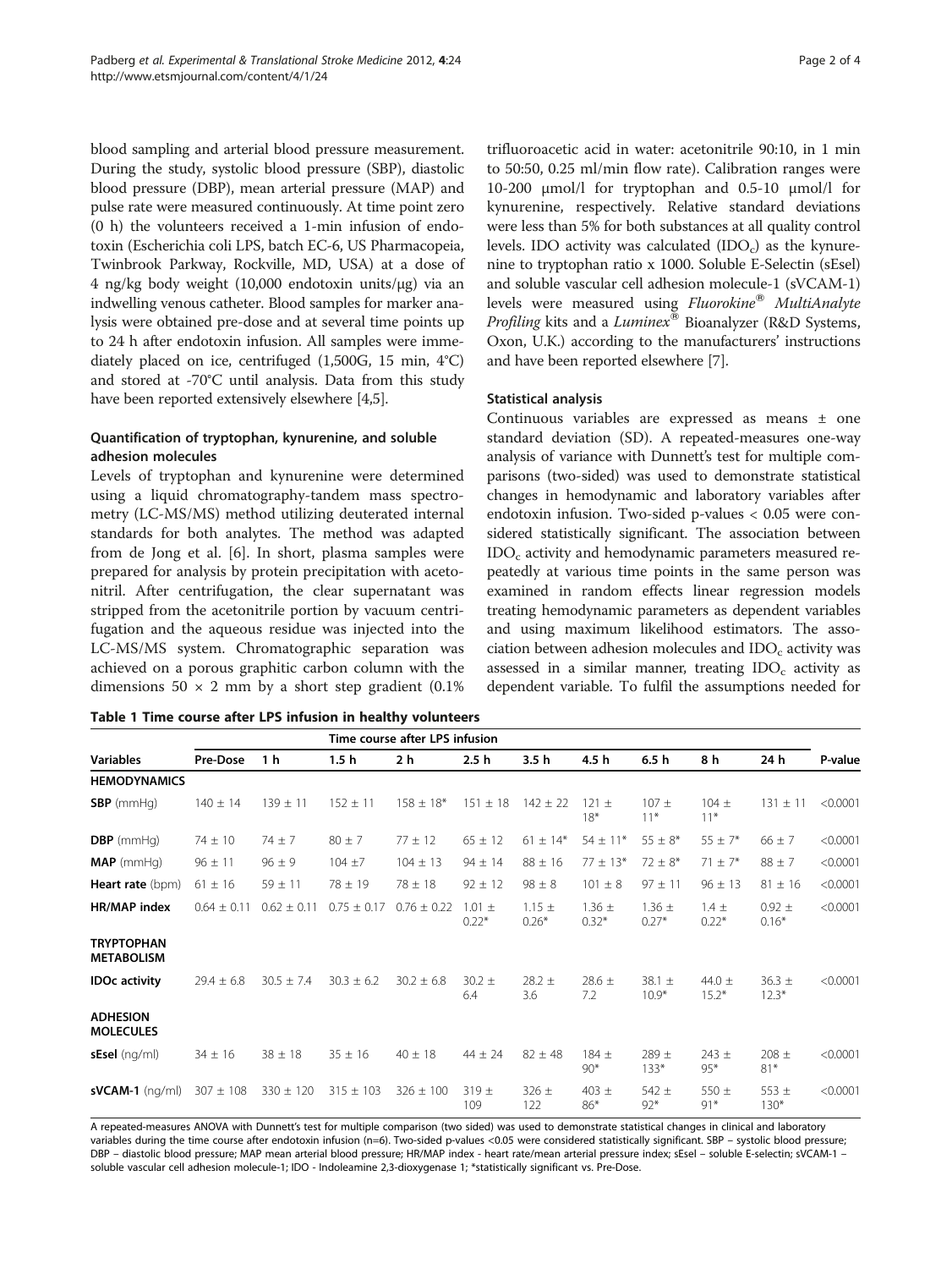blood sampling and arterial blood pressure measurement. During the study, systolic blood pressure (SBP), diastolic blood pressure (DBP), mean arterial pressure (MAP) and pulse rate were measured continuously. At time point zero (0 h) the volunteers received a 1-min infusion of endotoxin (Escherichia coli LPS, batch EC-6, US Pharmacopeia, Twinbrook Parkway, Rockville, MD, USA) at a dose of 4 ng/kg body weight (10,000 endotoxin units/μg) via an indwelling venous catheter. Blood samples for marker analysis were obtained pre-dose and at several time points up to 24 h after endotoxin infusion. All samples were immediately placed on ice, centrifuged (1,500G, 15 min, 4°C) and stored at -70°C until analysis. Data from this study have been reported extensively elsewhere [4,5].

### Quantification of tryptophan, kynurenine, and soluble adhesion molecules

Levels of tryptophan and kynurenine were determined using a liquid chromatography-tandem mass spectrometry (LC-MS/MS) method utilizing deuterated internal standards for both analytes. The method was adapted from de Jong et al. [6]. In short, plasma samples were prepared for analysis by protein precipitation with acetonitril. After centrifugation, the clear supernatant was stripped from the acetonitrile portion by vacuum centrifugation and the aqueous residue was injected into the LC-MS/MS system. Chromatographic separation was achieved on a porous graphitic carbon column with the dimensions 50 × 2 mm by a short step gradient (0.1% trifluoroacetic acid in water: acetonitrile 90:10, in 1 min to 50:50, 0.25 ml/min flow rate). Calibration ranges were 10-200 μmol/l for tryptophan and 0.5-10 μmol/l for kynurenine, respectively. Relative standard deviations were less than 5% for both substances at all quality control levels. IDO activity was calculated ($IDO_c$) as the kynurenine to tryptophan ratio x 1000. Soluble E-Selectin (sEsel) and soluble vascular cell adhesion molecule-1 (sVCAM-1) levels were measured using *Fluorokine® MultiAnalyte Profiling* kits and a *Luminex®* Bioanalyzer (R&D Systems, Oxon, U.K.) according to the manufacturers' instructions and have been reported elsewhere [7].

### Statistical analysis

Continuous variables are expressed as means ± one standard deviation (SD). A repeated-measures one-way analysis of variance with Dunnett's test for multiple comparisons (two-sided) was used to demonstrate statistical changes in hemodynamic and laboratory variables after endotoxin infusion. Two-sided p-values < 0.05 were considered statistically significant. The association between $IDO_c$ activity and hemodynamic parameters measured repeatedly at various time points in the same person was examined in random effects linear regression models treating hemodynamic parameters as dependent variables and using maximum likelihood estimators. The association between adhesion molecules and $IDO_c$ activity was assessed in a similar manner, treating $IDO_c$ activity as dependent variable. To fulfil the assumptions needed for

**Table 1 Time course after LPS infusion in healthy volunteers**

| | Time course after LPS infusion | | | | | | | | | | |
|---|---|---|---|---|---|---|---|---|---|---|---|
| **Variables** | **Pre-Dose** | **1 h** | **1.5 h** | **2 h** | **2.5 h** | **3.5 h** | **4.5 h** | **6.5 h** | **8 h** | **24 h** | **P-value** |
| **HEMODYNAMICS** | | | | | | | | | | | |
| **SBP** (mmHg) | 140 ± 14 | 139 ± 11 | 152 ± 11 | 158 ± 18* | 151 ± 18 | 142 ± 22 | 121 ± 18* | 107 ± 11* | 104 ± 11* | 131 ± 11 | <0.0001 |
| **DBP** (mmHg) | 74 ± 10 | 74 ± 7 | 80 ± 7 | 77 ± 12 | 65 ± 12 | 61 ± 14* | 54 ± 11* | 55 ± 8* | 55 ± 7* | 66 ± 7 | <0.0001 |
| **MAP** (mmHg) | 96 ± 11 | 96 ± 9 | 104 ±7 | 104 ± 13 | 94 ± 14 | 88 ± 16 | 77 ± 13* | 72 ± 8* | 71 ± 7* | 88 ± 7 | <0.0001 |
| **Heart rate** (bpm) | 61 ± 16 | 59 ± 11 | 78 ± 19 | 78 ± 18 | 92 ± 12 | 98 ± 8 | 101 ± 8 | 97 ± 11 | 96 ± 13 | 81 ± 16 | <0.0001 |
| **HR/MAP index** | 0.64 ± 0.11 | 0.62 ± 0.11 | 0.75 ± 0.17 | 0.76 ± 0.22 | 1.01 ± 0.22* | 1.15 ± 0.26* | 1.36 ± 0.32* | 1.36 ± 0.27* | 1.4 ± 0.22* | 0.92 ± 0.16* | <0.0001 |
| **TRYPTOPHAN METABOLISM** | | | | | | | | | | | |
| **IDOc activity** | 29.4 ± 6.8 | 30.5 ± 7.4 | 30.3 ± 6.2 | 30.2 ± 6.8 | 30.2 ± 6.4 | 28.2 ± 3.6 | 28.6 ± 7.2 | 38.1 ± 10.9* | 44.0 ± 15.2* | 36.3 ± 12.3* | <0.0001 |
| **ADHESION MOLECULES** | | | | | | | | | | | |
| **sEsel** (ng/ml) | 34 ± 16 | 38 ± 18 | 35 ± 16 | 40 ± 18 | 44 ± 24 | 82 ± 48 | 184 ± 90* | 289 ± 133* | 243 ± 95* | 208 ± 81* | <0.0001 |
| **sVCAM-1** (ng/ml) | 307 ± 108 | 330 ± 120 | 315 ± 103 | 326 ± 100 | 319 ± 109 | 326 ± 122 | 403 ± 86* | 542 ± 92* | 550 ± 91* | 553 ± 130* | <0.0001 |

A repeated-measures ANOVA with Dunnett's test for multiple comparison (two sided) was used to demonstrate statistical changes in clinical and laboratory variables during the time course after endotoxin infusion (n=6). Two-sided p-values <0.05 were considered statistically significant. SBP – systolic blood pressure; DBP – diastolic blood pressure; MAP mean arterial blood pressure; HR/MAP index - heart rate/mean arterial pressure index; sEsel – soluble E-selectin; sVCAM-1 – soluble vascular cell adhesion molecule-1; IDO - Indoleamine 2,3-dioxygenase 1; *statistically significant vs. Pre-Dose.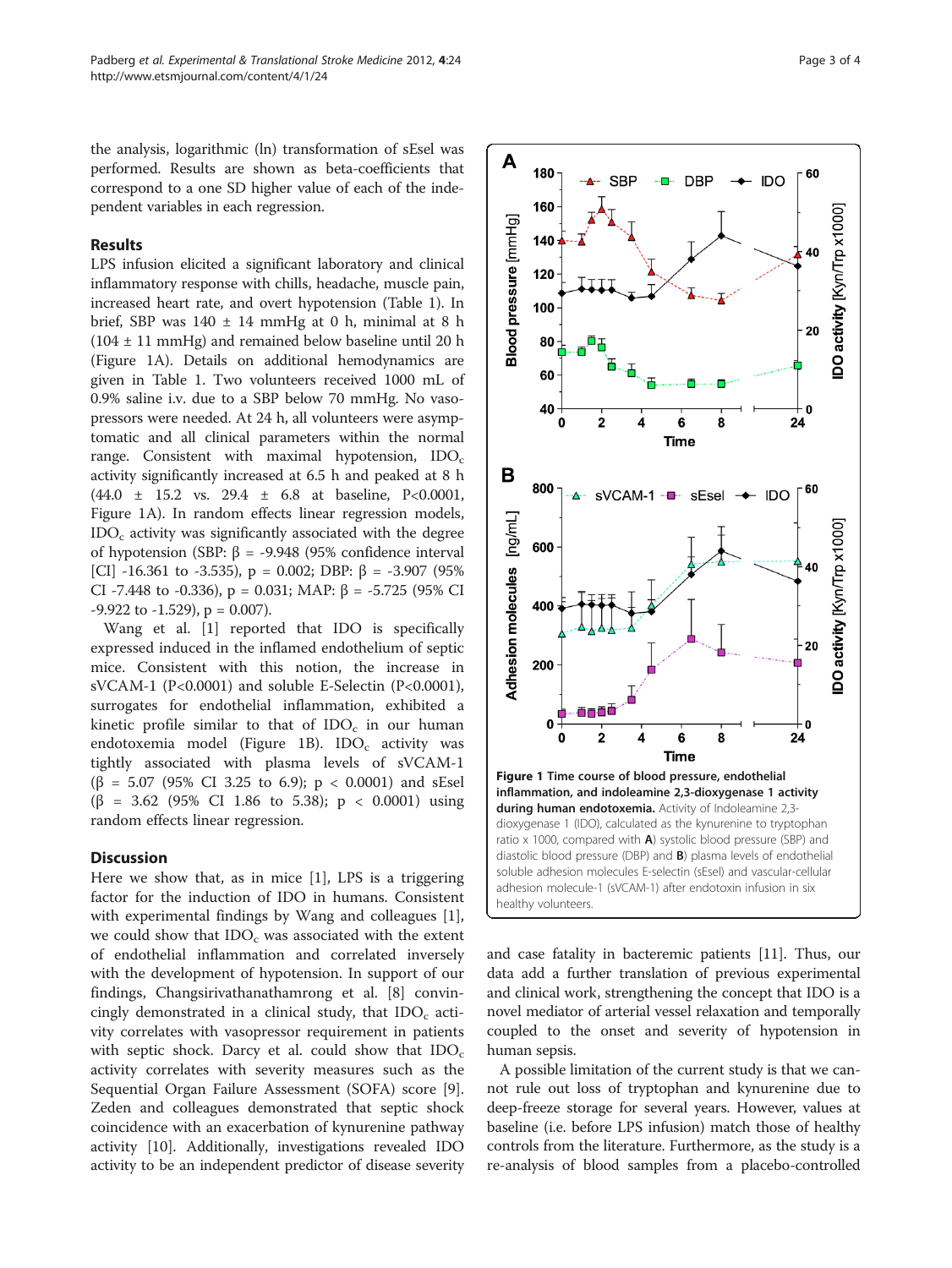the analysis, logarithmic (ln) transformation of sEsel was performed. Results are shown as beta-coefficients that correspond to a one SD higher value of each of the independent variables in each regression.

## Results

LPS infusion elicited a significant laboratory and clinical inflammatory response with chills, headache, muscle pain, increased heart rate, and overt hypotension (Table 1). In brief, SBP was 140 ± 14 mmHg at 0 h, minimal at 8 h (104 ± 11 mmHg) and remained below baseline until 20 h (Figure 1A). Details on additional hemodynamics are given in Table 1. Two volunteers received 1000 mL of 0.9% saline i.v. due to a SBP below 70 mmHg. No vasopressors were needed. At 24 h, all volunteers were asymptomatic and all clinical parameters within the normal range. Consistent with maximal hypotension, $IDO_c$ activity significantly increased at 6.5 h and peaked at 8 h (44.0 ± 15.2 vs. 29.4 ± 6.8 at baseline, P<0.0001, Figure 1A). In random effects linear regression models, $IDO_c$ activity was significantly associated with the degree of hypotension (SBP: β = -9.948 (95% confidence interval [CI] -16.361 to -3.535), p = 0.002; DBP: β = -3.907 (95% CI -7.448 to -0.336), p = 0.031; MAP: β = -5.725 (95% CI -9.922 to -1.529), p = 0.007).

Wang et al. [1] reported that IDO is specifically expressed induced in the inflamed endothelium of septic mice. Consistent with this notion, the increase in sVCAM-1 (P<0.0001) and soluble E-Selectin (P<0.0001), surrogates for endothelial inflammation, exhibited a kinetic profile similar to that of $IDO_c$ in our human endotoxemia model (Figure 1B). $IDO_c$ activity was tightly associated with plasma levels of sVCAM-1 (β = 5.07 (95% CI 3.25 to 6.9); p < 0.0001) and sEsel (β = 3.62 (95% CI 1.86 to 5.38); p < 0.0001) using random effects linear regression.

**Figure 1 Time course of blood pressure, endothelial inflammation, and indoleamine 2,3-dioxygenase 1 activity during human endotoxemia.** Activity of Indoleamine 2,3-dioxygenase 1 (IDO), calculated as the kynurenine to tryptophan ratio x 1000, compared with **A**) systolic blood pressure (SBP) and diastolic blood pressure (DBP) and **B**) plasma levels of endothelial soluble adhesion molecules E-selectin (sEsel) and vascular-cellular adhesion molecule-1 (sVCAM-1) after endotoxin infusion in six healthy volunteers.

## Discussion

Here we show that, as in mice [1], LPS is a triggering factor for the induction of IDO in humans. Consistent with experimental findings by Wang and colleagues [1], we could show that $IDO_c$ was associated with the extent of endothelial inflammation and correlated inversely with the development of hypotension. In support of our findings, Changsirivathanathamrong et al. [8] convincingly demonstrated in a clinical study, that $IDO_c$ activity correlates with vasopressor requirement in patients with septic shock. Darcy et al. could show that $IDO_c$ activity correlates with severity measures such as the Sequential Organ Failure Assessment (SOFA) score [9]. Zeden and colleagues demonstrated that septic shock coincidence with an exacerbation of kynurenine pathway activity [10]. Additionally, investigations revealed IDO activity to be an independent predictor of disease severity and case fatality in bacteremic patients [11]. Thus, our data add a further translation of previous experimental and clinical work, strengthening the concept that IDO is a novel mediator of arterial vessel relaxation and temporally coupled to the onset and severity of hypotension in human sepsis.

A possible limitation of the current study is that we cannot rule out loss of tryptophan and kynurenine due to deep-freeze storage for several years. However, values at baseline (i.e. before LPS infusion) match those of healthy controls from the literature. Furthermore, as the study is a re-analysis of blood samples from a placebo-controlled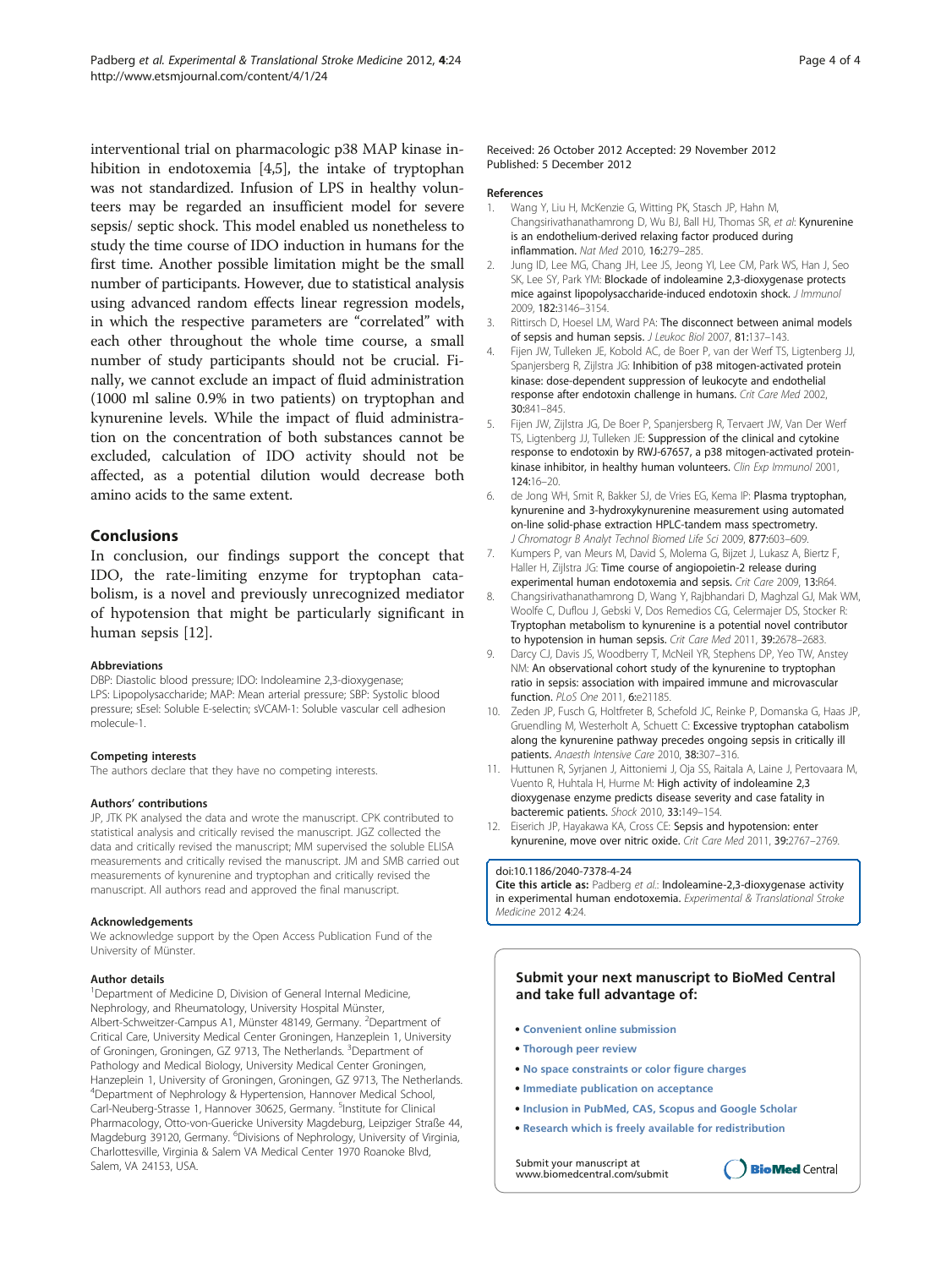interventional trial on pharmacologic p38 MAP kinase inhibition in endotoxemia [4,5], the intake of tryptophan was not standardized. Infusion of LPS in healthy volunteers may be regarded an insufficient model for severe sepsis/ septic shock. This model enabled us nonetheless to study the time course of IDO induction in humans for the first time. Another possible limitation might be the small number of participants. However, due to statistical analysis using advanced random effects linear regression models, in which the respective parameters are "correlated" with each other throughout the whole time course, a small number of study participants should not be crucial. Finally, we cannot exclude an impact of fluid administration (1000 ml saline 0.9% in two patients) on tryptophan and kynurenine levels. While the impact of fluid administration on the concentration of both substances cannot be excluded, calculation of IDO activity should not be affected, as a potential dilution would decrease both amino acids to the same extent.

## Conclusions

In conclusion, our findings support the concept that IDO, the rate-limiting enzyme for tryptophan catabolism, is a novel and previously unrecognized mediator of hypotension that might be particularly significant in human sepsis [12].

#### Abbreviations

DBP: Diastolic blood pressure; IDO: Indoleamine 2,3-dioxygenase; LPS: Lipopolysaccharide; MAP: Mean arterial pressure; SBP: Systolic blood pressure; sEsel: Soluble E-selectin; sVCAM-1: Soluble vascular cell adhesion molecule-1.

#### Competing interests

The authors declare that they have no competing interests.

#### Authors' contributions

JP, JTK PK analysed the data and wrote the manuscript. CPK contributed to statistical analysis and critically revised the manuscript. JGZ collected the data and critically revised the manuscript; MM supervised the soluble ELISA measurements and critically revised the manuscript. JM and SMB carried out measurements of kynurenine and tryptophan and critically revised the manuscript. All authors read and approved the final manuscript.

#### Acknowledgements

We acknowledge support by the Open Access Publication Fund of the University of Münster.

#### Author details

[1]Department of Medicine D, Division of General Internal Medicine, Nephrology, and Rheumatology, University Hospital Münster, Albert-Schweitzer-Campus A1, Münster 48149, Germany. [2]Department of Critical Care, University Medical Center Groningen, Hanzeplein 1, University of Groningen, Groningen, GZ 9713, The Netherlands. [3]Department of Pathology and Medical Biology, University Medical Center Groningen, Hanzeplein 1, University of Groningen, Groningen, GZ 9713, The Netherlands. [4]Department of Nephrology & Hypertension, Hannover Medical School, Carl-Neuberg-Strasse 1, Hannover 30625, Germany. [5]Institute for Clinical Pharmacology, Otto-von-Guericke University Magdeburg, Leipziger Straße 44, Magdeburg 39120, Germany. [6]Divisions of Nephrology, University of Virginia, Charlottesville, Virginia & Salem VA Medical Center 1970 Roanoke Blvd, Salem, VA 24153, USA.

Received: 26 October 2012 Accepted: 29 November 2012
Published: 5 December 2012

#### References

1. Wang Y, Liu H, McKenzie G, Witting PK, Stasch JP, Hahn M, Changsirivathanathamrong D, Wu BJ, Ball HJ, Thomas SR, *et al*: **Kynurenine is an endothelium-derived relaxing factor produced during inflammation.** *Nat Med* 2010, **16**:279–285.
2. Jung ID, Lee MG, Chang JH, Lee JS, Jeong YI, Lee CM, Park WS, Han J, Seo SK, Lee SY, Park YM: **Blockade of indoleamine 2,3-dioxygenase protects mice against lipopolysaccharide-induced endotoxin shock.** *J Immunol* 2009, **182**:3146–3154.
3. Rittirsch D, Hoesel LM, Ward PA: **The disconnect between animal models of sepsis and human sepsis.** *J Leukoc Biol* 2007, **81**:137–143.
4. Fijen JW, Tulleken JE, Kobold AC, de Boer P, van der Werf TS, Ligtenberg JJ, Spanjersberg R, Zijlstra JG: **Inhibition of p38 mitogen-activated protein kinase: dose-dependent suppression of leukocyte and endothelial response after endotoxin challenge in humans.** *Crit Care Med* 2002, **30**:841–845.
5. Fijen JW, Zijlstra JG, De Boer P, Spanjersberg R, Tervaert JW, Van Der Werf TS, Ligtenberg JJ, Tulleken JE: **Suppression of the clinical and cytokine response to endotoxin by RWJ-67657, a p38 mitogen-activated protein-kinase inhibitor, in healthy human volunteers.** *Clin Exp Immunol* 2001, **124**:16–20.
6. de Jong WH, Smit R, Bakker SJ, de Vries EG, Kema IP: **Plasma tryptophan, kynurenine and 3-hydroxykynurenine measurement using automated on-line solid-phase extraction HPLC-tandem mass spectrometry.** *J Chromatogr B Analyt Technol Biomed Life Sci* 2009, **877**:603–609.
7. Kumpers P, van Meurs M, David S, Molema G, Bijzet J, Lukasz A, Biertz F, Haller H, Zijlstra JG: **Time course of angiopoietin-2 release during experimental human endotoxemia and sepsis.** *Crit Care* 2009, **13**:R64.
8. Changsirivathanathamrong D, Wang Y, Rajbhandari D, Maghzal GJ, Mak WM, Woolfe C, Duflou J, Gebski V, Dos Remedios CG, Celermajer DS, Stocker R: **Tryptophan metabolism to kynurenine is a potential novel contributor to hypotension in human sepsis.** *Crit Care Med* 2011, **39**:2678–2683.
9. Darcy CJ, Davis JS, Woodberry T, McNeil YR, Stephens DP, Yeo TW, Anstey NM: **An observational cohort study of the kynurenine to tryptophan ratio in sepsis: association with impaired immune and microvascular function.** *PLoS One* 2011, **6**:e21185.
10. Zeden JP, Fusch G, Holtfreter B, Schefold JC, Reinke P, Domanska G, Haas JP, Gruendling M, Westerholt A, Schuett C: **Excessive tryptophan catabolism along the kynurenine pathway precedes ongoing sepsis in critically ill patients.** *Anaesth Intensive Care* 2010, **38**:307–316.
11. Huttunen R, Syrjanen J, Aittoniemi J, Oja SS, Raitala A, Laine J, Pertovaara M, Vuento R, Huhtala H, Hurme M: **High activity of indoleamine 2,3 dioxygenase enzyme predicts disease severity and case fatality in bacteremic patients.** *Shock* 2010, **33**:149–154.
12. Eiserich JP, Hayakawa KA, Cross CE: **Sepsis and hypotension: enter kynurenine, move over nitric oxide.** *Crit Care Med* 2011, **39**:2767–2769.

doi:10.1186/2040-7378-4-24
**Cite this article as:** Padberg *et al.*: Indoleamine-2,3-dioxygenase activity in experimental human endotoxemia. *Experimental & Translational Stroke Medicine* 2012 **4**:24.